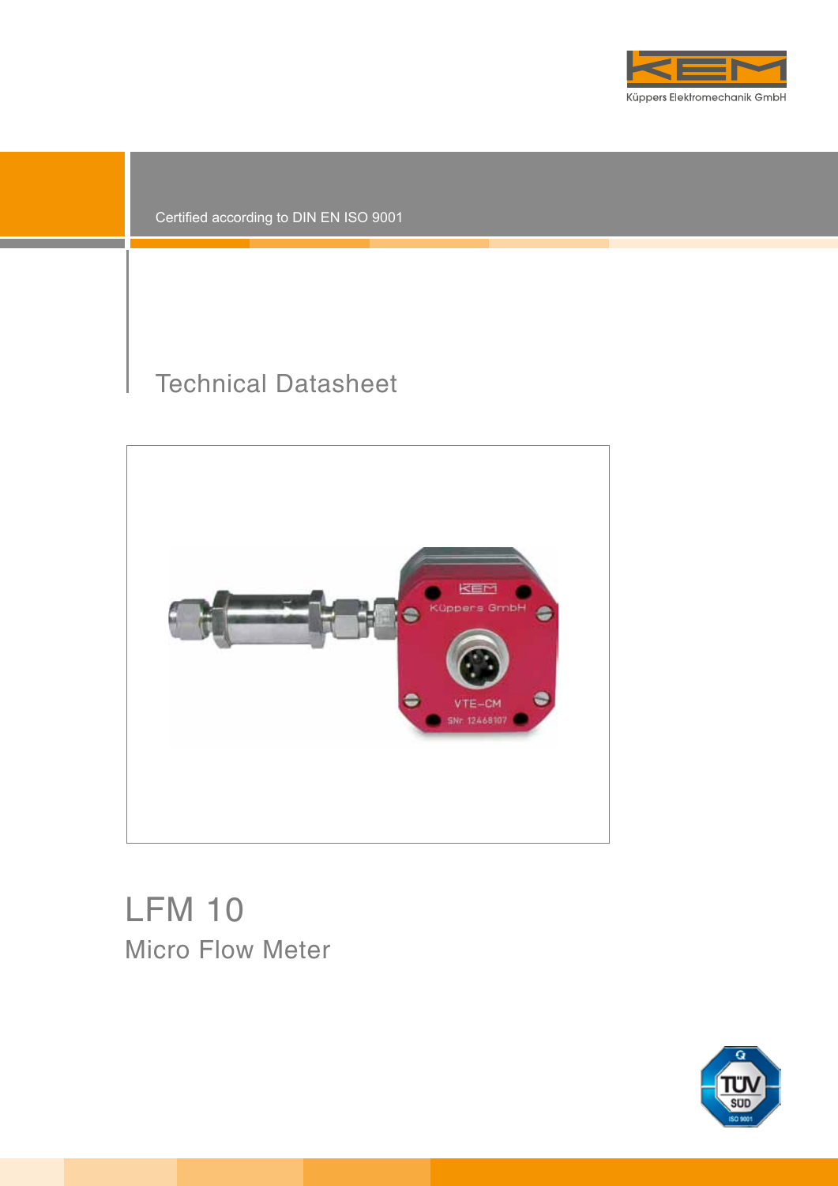Küppers Elektromechanik GmbH

Certified according to DIN EN ISO 9001

Technical Datasheet

# LFM 10

## Micro Flow Meter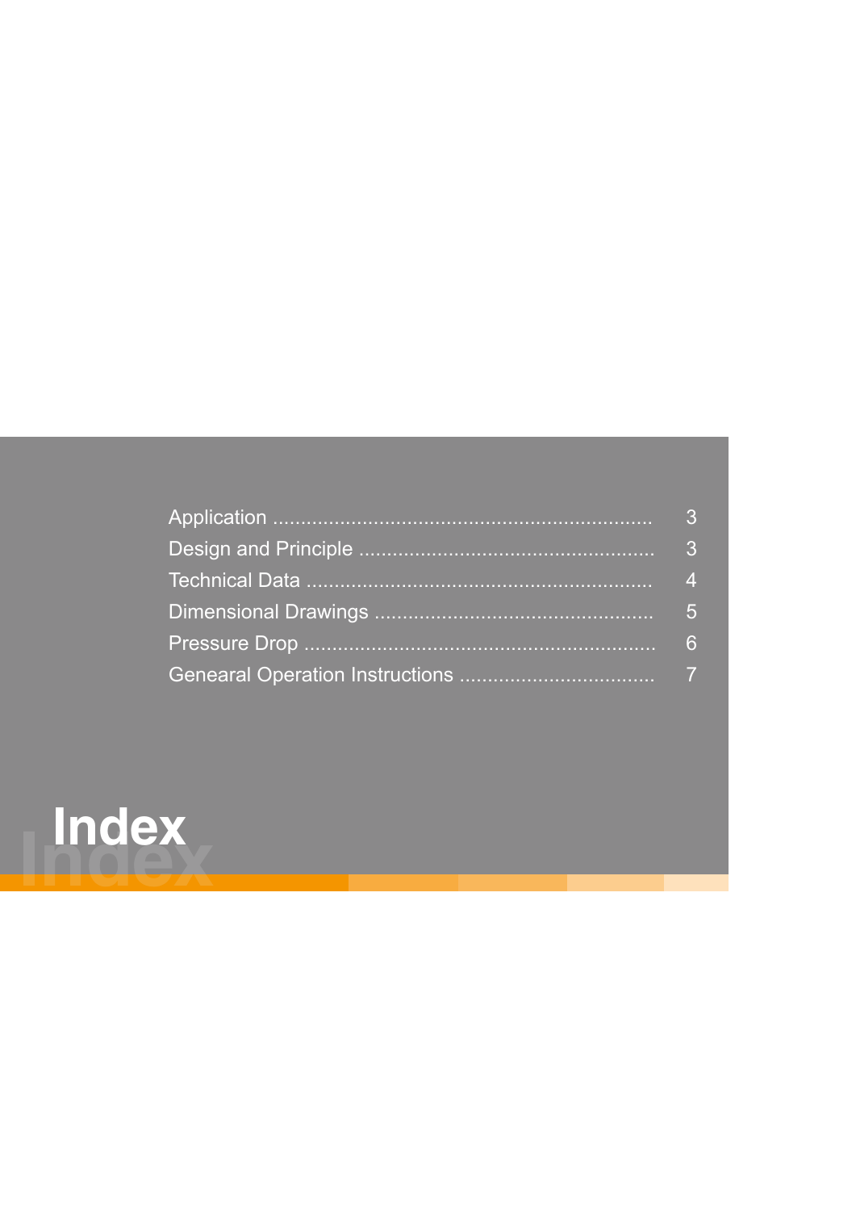# Index

| | |
|---|---|
| Application | 3 |
| Design and Principle | 3 |
| Technical Data | 4 |
| Dimensional Drawings | 5 |
| Pressure Drop | 6 |
| Genearal Operation Instructions | 7 |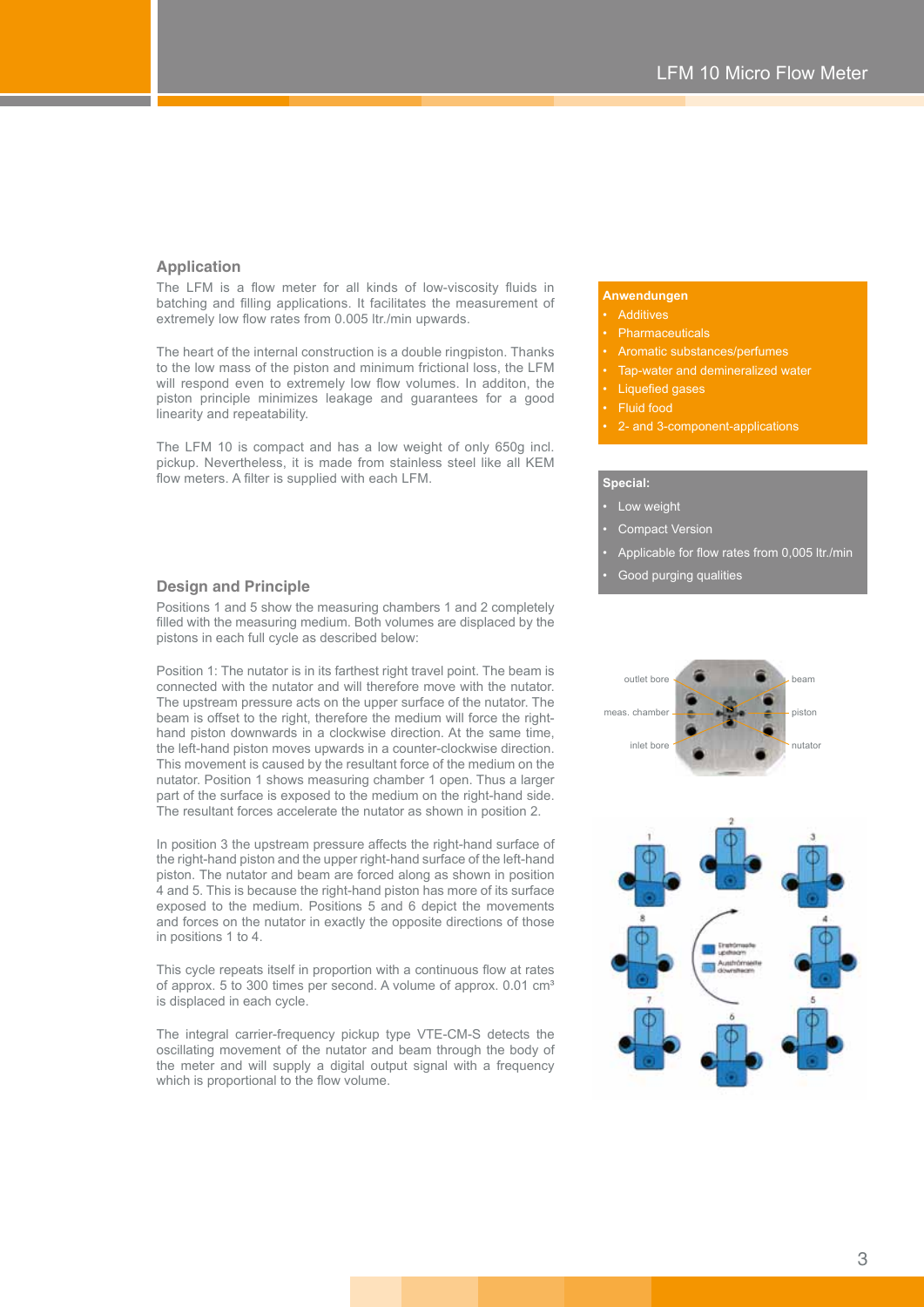## Application

The LFM is a flow meter for all kinds of low-viscosity fluids in batching and filling applications. It facilitates the measurement of extremely low flow rates from 0.005 ltr./min upwards.

The heart of the internal construction is a double ringpiston. Thanks to the low mass of the piston and minimum frictional loss, the LFM will respond even to extremely low flow volumes. In additon, the piston principle minimizes leakage and guarantees for a good linearity and repeatability.

The LFM 10 is compact and has a low weight of only 650g incl. pickup. Nevertheless, it is made from stainless steel like all KEM flow meters. A filter is supplied with each LFM.

**Anwendungen**

- Additives
- Pharmaceuticals
- Aromatic substances/perfumes
- Tap-water and demineralized water
- Liquefied gases
- Fluid food
- 2- and 3-component-applications

**Special:**

- Low weight
- Compact Version
- Applicable for flow rates from 0,005 ltr./min
- Good purging qualities

## Design and Principle

Positions 1 and 5 show the measuring chambers 1 and 2 completely filled with the measuring medium. Both volumes are displaced by the pistons in each full cycle as described below:

Position 1: The nutator is in its farthest right travel point. The beam is connected with the nutator and will therefore move with the nutator. The upstream pressure acts on the upper surface of the nutator. The beam is offset to the right, therefore the medium will force the right-hand piston downwards in a clockwise direction. At the same time, the left-hand piston moves upwards in a counter-clockwise direction. This movement is caused by the resultant force of the medium on the nutator. Position 1 shows measuring chamber 1 open. Thus a larger part of the surface is exposed to the medium on the right-hand side. The resultant forces accelerate the nutator as shown in position 2.

In position 3 the upstream pressure affects the right-hand surface of the right-hand piston and the upper right-hand surface of the left-hand piston. The nutator and beam are forced along as shown in position 4 and 5. This is because the right-hand piston has more of its surface exposed to the medium. Positions 5 and 6 depict the movements and forces on the nutator in exactly the opposite directions of those in positions 1 to 4.

This cycle repeats itself in proportion with a continuous flow at rates of approx. 5 to 300 times per second. A volume of approx. 0.01 cm³ is displaced in each cycle.

The integral carrier-frequency pickup type VTE-CM-S detects the oscillating movement of the nutator and beam through the body of the meter and will supply a digital output signal with a frequency which is proportional to the flow volume.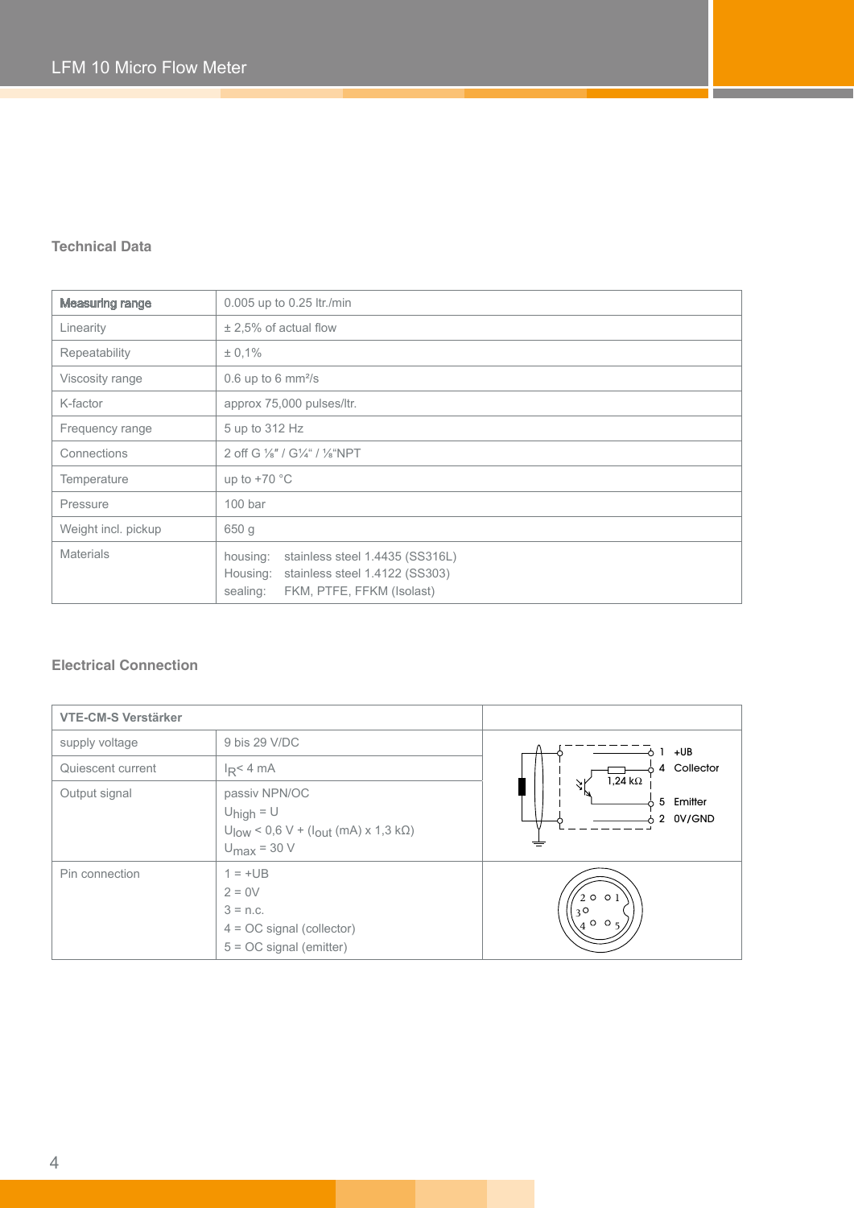## Technical Data

| Measuring range | 0.005 up to 0.25 ltr./min |
|---|---|
| Linearity | ± 2,5% of actual flow |
| Repeatability | ± 0,1% |
| Viscosity range | 0.6 up to 6 mm²/s |
| K-factor | approx 75,000 pulses/ltr. |
| Frequency range | 5 up to 312 Hz |
| Connections | 2 off G ⅛" / G¼" / ⅛"NPT |
| Temperature | up to +70 °C |
| Pressure | 100 bar |
| Weight incl. pickup | 650 g |
| Materials | housing: stainless steel 1.4435 (SS316L)<br>Housing: stainless steel 1.4122 (SS303)<br>sealing: FKM, PTFE, FFKM (Isolast) |

## Electrical Connection

| **VTE-CM-S Verstärker** | | |
|---|---|---|
| supply voltage | 9 bis 29 V/DC | 1 +UB<br>4 Collector<br>1,24 kΩ<br>5 Emitter<br>2 0V/GND |
| Quiescent current | $I_R$< 4 mA | |
| Output signal | passiv NPN/OC<br>$U_{high}$ = U<br>$U_{low}$ < 0,6 V + ($I_{out}$ (mA) x 1,3 kΩ)<br>$U_{max}$ = 30 V | |
| Pin connection | 1 = +UB<br>2 = 0V<br>3 = n.c.<br>4 = OC signal (collector)<br>5 = OC signal (emitter) | 2 1<br>3<br>4 5 |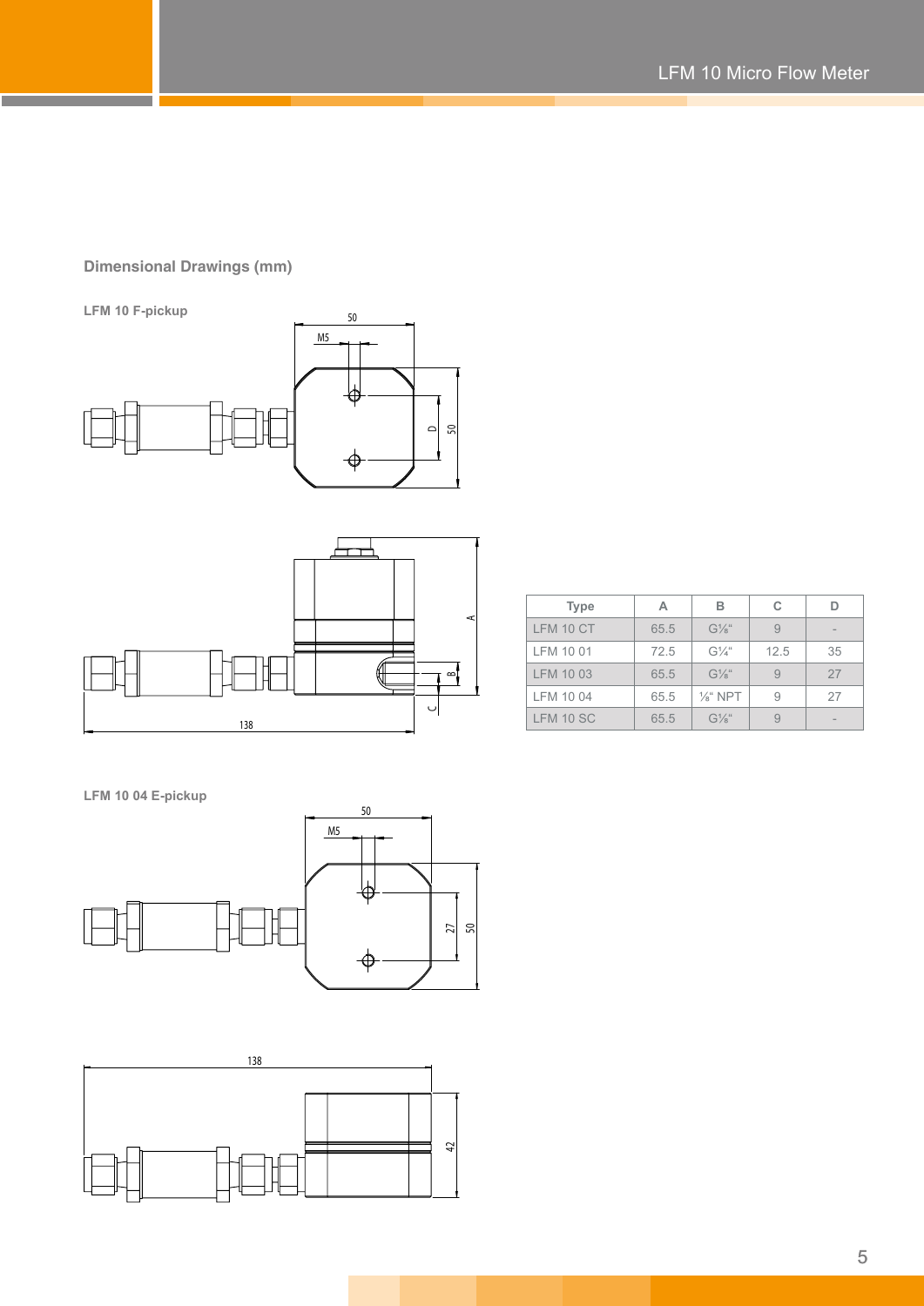## Dimensional Drawings (mm)

**LFM 10 F-pickup**

| Type | A | B | C | D |
|---|---|---|---|---|
| LFM 10 CT | 65.5 | G⅛“ | 9 | - |
| LFM 10 01 | 72.5 | G¼“ | 12.5 | 35 |
| LFM 10 03 | 65.5 | G⅛“ | 9 | 27 |
| LFM 10 04 | 65.5 | ⅛“ NPT | 9 | 27 |
| LFM 10 SC | 65.5 | G⅛“ | 9 | - |

**LFM 10 04 E-pickup**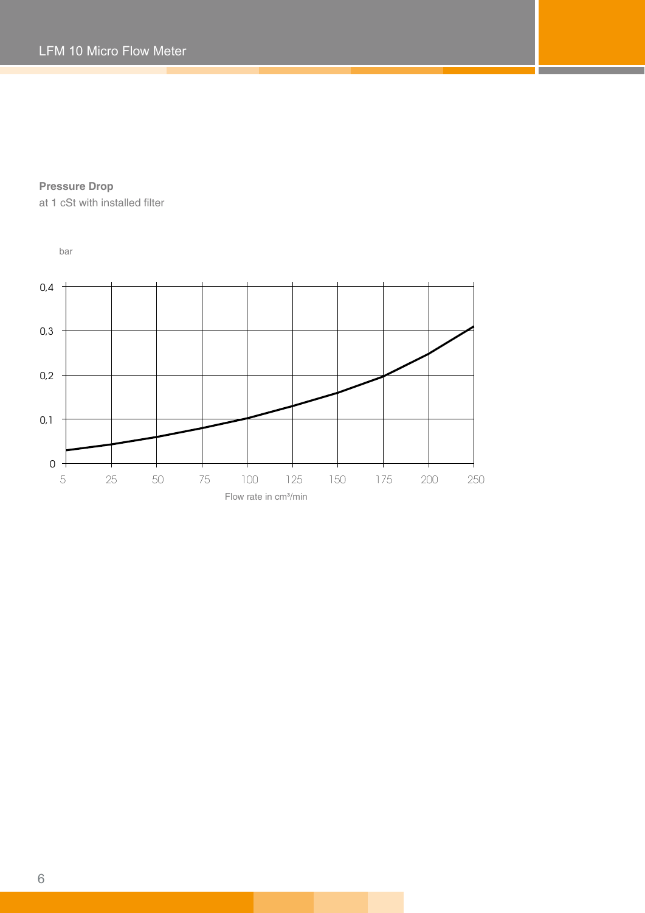**Pressure Drop**

at 1 cSt with installed filter

bar

0,4
0,3
0,2
0,1
0

5 25 50 75 100 125 150 175 200 250

Flow rate in cm³/min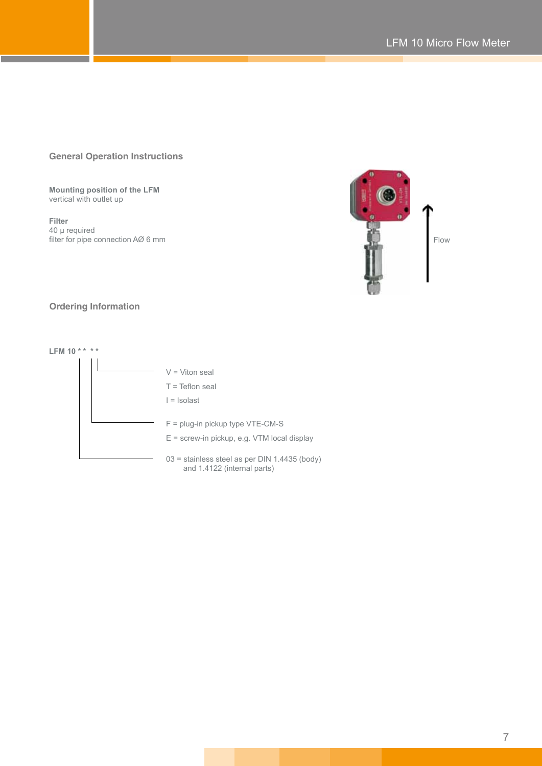## General Operation Instructions

**Mounting position of the LFM**
vertical with outlet up

**Filter**
40 μ required
filter for pipe connection AØ 6 mm

Flow

## Ordering Information

**LFM 10 * * * ***

- V = Viton seal
- T = Teflon seal
- I = Isolast

- F = plug-in pickup type VTE-CM-S
- E = screw-in pickup, e.g. VTM local display

- 03 = stainless steel as per DIN 1.4435 (body) and 1.4122 (internal parts)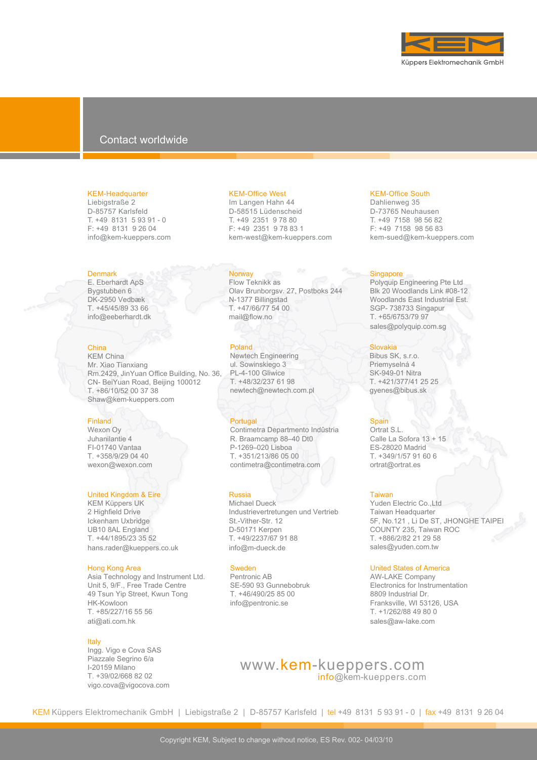Küppers Elektromechanik GmbH

## Contact worldwide

### KEM-Headquarter
Liebigstraße 2
D-85757 Karlsfeld
T. +49 8131 5 93 91 - 0
F: +49 8131 9 26 04
info@kem-kueppers.com

### KEM-Office West
Im Langen Hahn 44
D-58515 Lüdenscheid
T. +49 2351 9 78 80
F: +49 2351 9 78 83 1
kem-west@kem-kueppers.com

### KEM-Office South
Dahlienweg 35
D-73765 Neuhausen
T. +49 7158 98 56 82
F: +49 7158 98 56 83
kem-sued@kem-kueppers.com

### Denmark
E. Eberhardt ApS
Bygstubben 6
DK-2950 Vedbæk
T. +45/45/89 33 66
info@eeberhardt.dk

### Norway
Flow Teknikk as
Olav Brunborgsv. 27, Postboks 244
N-1377 Billingstad
T. +47/66/77 54 00
mail@flow.no

### Singapore
Polyquip Engineering Pte Ltd
Blk 20 Woodlands Link #08-12
Woodlands East Industrial Est.
SGP- 738733 Singapur
T. +65/6753/79 97
sales@polyquip.com.sg

### China
KEM China
Mr. Xiao Tianxiang
Rm.2429, JinYuan Office Building, No. 36,
CN- BeiYuan Road, Beijing 100012
T. +86/10/52 00 37 38
Shaw@kem-kueppers.com

### Poland
Newtech Engineering
ul. Sowinskiego 3
PL-4-100 Gliwice
T. +48/32/237 61 98
newtech@newtech.com.pl

### Slovakia
Bibus SK, s.r.o.
Priemyselná 4
SK-949-01 Nitra
T. +421/377/41 25 25
gyenes@bibus.sk

### Finland
Wexon Oy
Juhanilantie 4
FI-01740 Vantaa
T. +358/9/29 04 40
wexon@wexon.com

### Portugal
Contimetra Departmento Indûstria
R. Braamcamp 88–40 Dt0
P-1269–020 Lisboa
T. +351/213/86 05 00
contimetra@contimetra.com

### Spain
Ortrat S.L.
Calle La Sofora 13 + 15
ES-28020 Madrid
T. +349/1/57 91 60 6
ortrat@ortrat.es

### United Kingdom & Eire
KEM Küppers UK
2 Highfield Drive
Ickenham Uxbridge
UB10 8AL England
T. +44/1895/23 35 52
hans.rader@kueppers.co.uk

### Russia
Michael Dueck
Industrievertretungen und Vertrieb
St.-Vither-Str. 12
D-50171 Kerpen
T. +49/2237/67 91 88
info@m-dueck.de

### Taiwan
Yuden Electric Co.,Ltd
Taiwan Headquarter
5F, No.121 , Li De ST, JHONGHE TAIPEI
COUNTY 235, Taiwan ROC
T. +886/2/82 21 29 58
sales@yuden.com.tw

### Hong Kong Area
Asia Technology and Instrument Ltd.
Unit 5, 9/F., Free Trade Centre
49 Tsun Yip Street, Kwun Tong
HK-Kowloon
T. +85/227/16 55 56
ati@ati.com.hk

### Sweden
Pentronic AB
SE-590 93 Gunnebobruk
T. +46/490/25 85 00
info@pentronic.se

### United States of America
AW-LAKE Company
Electronics for Instrumentation
8809 Industrial Dr.
Franksville, WI 53126, USA
T. +1/262/88 49 80 0
sales@aw-lake.com

### Italy
Ingg. Vigo e Cova SAS
Piazzale Segrino 6/a
I-20159 Milano
T. +39/02/668 82 02
vigo.cova@vigocova.com

www.kem-kueppers.com
info@kem-kueppers.com

KEM Küppers Elektromechanik GmbH | Liebigstraße 2 | D-85757 Karlsfeld | tel +49 8131 5 93 91 - 0 | fax +49 8131 9 26 04

Copyright KEM, Subject to change without notice, ES Rev. 002- 04/03/10